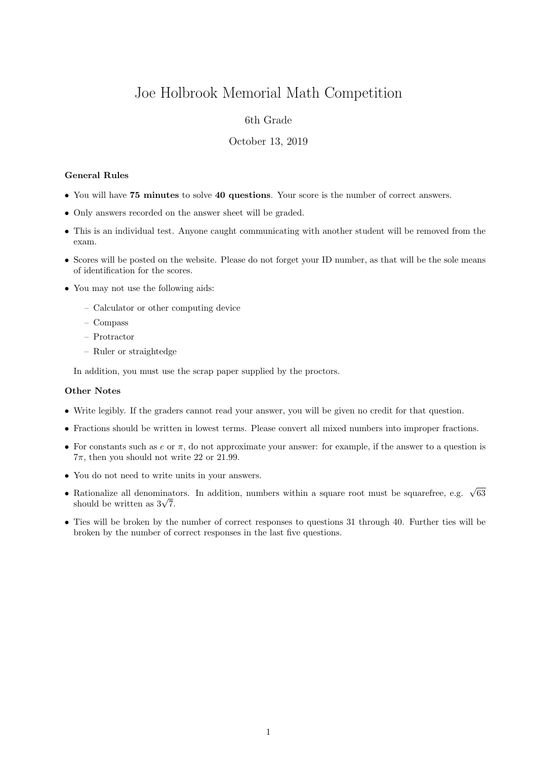# Joe Holbrook Memorial Math Competition

6th Grade

October 13, 2019

**General Rules**

- You will have **75 minutes** to solve **40 questions**. Your score is the number of correct answers.
- Only answers recorded on the answer sheet will be graded.
- This is an individual test. Anyone caught communicating with another student will be removed from the exam.
- Scores will be posted on the website. Please do not forget your ID number, as that will be the sole means of identification for the scores.
- You may not use the following aids:
  - Calculator or other computing device
  - Compass
  - Protractor
  - Ruler or straightedge

  In addition, you must use the scrap paper supplied by the proctors.

**Other Notes**

- Write legibly. If the graders cannot read your answer, you will be given no credit for that question.
- Fractions should be written in lowest terms. Please convert all mixed numbers into improper fractions.
- For constants such as $e$ or $\pi$, do not approximate your answer: for example, if the answer to a question is $7\pi$, then you should not write 22 or 21.99.
- You do not need to write units in your answers.
- Rationalize all denominators. In addition, numbers within a square root must be squarefree, e.g. $\sqrt{63}$ should be written as $3\sqrt{7}$.
- Ties will be broken by the number of correct responses to questions 31 through 40. Further ties will be broken by the number of correct responses in the last five questions.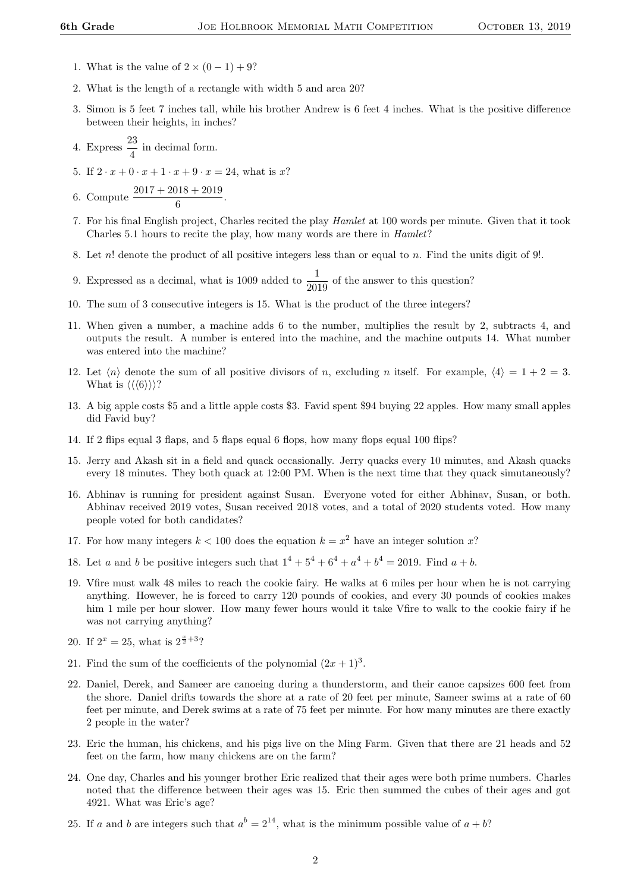1. What is the value of $2 \times (0 - 1) + 9$?

2. What is the length of a rectangle with width 5 and area 20?

3. Simon is 5 feet 7 inches tall, while his brother Andrew is 6 feet 4 inches. What is the positive difference between their heights, in inches?

4. Express $\frac{23}{4}$ in decimal form.

5. If $2 \cdot x + 0 \cdot x + 1 \cdot x + 9 \cdot x = 24$, what is $x$?

6. Compute $\frac{2017 + 2018 + 2019}{6}$.

7. For his final English project, Charles recited the play *Hamlet* at 100 words per minute. Given that it took Charles 5.1 hours to recite the play, how many words are there in *Hamlet*?

8. Let $n!$ denote the product of all positive integers less than or equal to $n$. Find the units digit of $9!$.

9. Expressed as a decimal, what is 1009 added to $\frac{1}{2019}$ of the answer to this question?

10. The sum of 3 consecutive integers is 15. What is the product of the three integers?

11. When given a number, a machine adds 6 to the number, multiplies the result by 2, subtracts 4, and outputs the result. A number is entered into the machine, and the machine outputs 14. What number was entered into the machine?

12. Let $\langle n \rangle$ denote the sum of all positive divisors of $n$, excluding $n$ itself. For example, $\langle 4 \rangle = 1 + 2 = 3$. What is $\langle\langle\langle 6 \rangle\rangle\rangle$?

13. A big apple costs \$5 and a little apple costs \$3. Favid spent \$94 buying 22 apples. How many small apples did Favid buy?

14. If 2 flips equal 3 flaps, and 5 flaps equal 6 flops, how many flops equal 100 flips?

15. Jerry and Akash sit in a field and quack occasionally. Jerry quacks every 10 minutes, and Akash quacks every 18 minutes. They both quack at 12:00 PM. When is the next time that they quack simutaneously?

16. Abhinav is running for president against Susan. Everyone voted for either Abhinav, Susan, or both. Abhinav received 2019 votes, Susan received 2018 votes, and a total of 2020 students voted. How many people voted for both candidates?

17. For how many integers $k < 100$ does the equation $k = x^2$ have an integer solution $x$?

18. Let $a$ and $b$ be positive integers such that $1^4 + 5^4 + 6^4 + a^4 + b^4 = 2019$. Find $a + b$.

19. Vfire must walk 48 miles to reach the cookie fairy. He walks at 6 miles per hour when he is not carrying anything. However, he is forced to carry 120 pounds of cookies, and every 30 pounds of cookies makes him 1 mile per hour slower. How many fewer hours would it take Vfire to walk to the cookie fairy if he was not carrying anything?

20. If $2^x = 25$, what is $2^{\frac{x}{2}+3}$?

21. Find the sum of the coefficients of the polynomial $(2x + 1)^3$.

22. Daniel, Derek, and Sameer are canoeing during a thunderstorm, and their canoe capsizes 600 feet from the shore. Daniel drifts towards the shore at a rate of 20 feet per minute, Sameer swims at a rate of 60 feet per minute, and Derek swims at a rate of 75 feet per minute. For how many minutes are there exactly 2 people in the water?

23. Eric the human, his chickens, and his pigs live on the Ming Farm. Given that there are 21 heads and 52 feet on the farm, how many chickens are on the farm?

24. One day, Charles and his younger brother Eric realized that their ages were both prime numbers. Charles noted that the difference between their ages was 15. Eric then summed the cubes of their ages and got 4921. What was Eric's age?

25. If $a$ and $b$ are integers such that $a^b = 2^{14}$, what is the minimum possible value of $a + b$?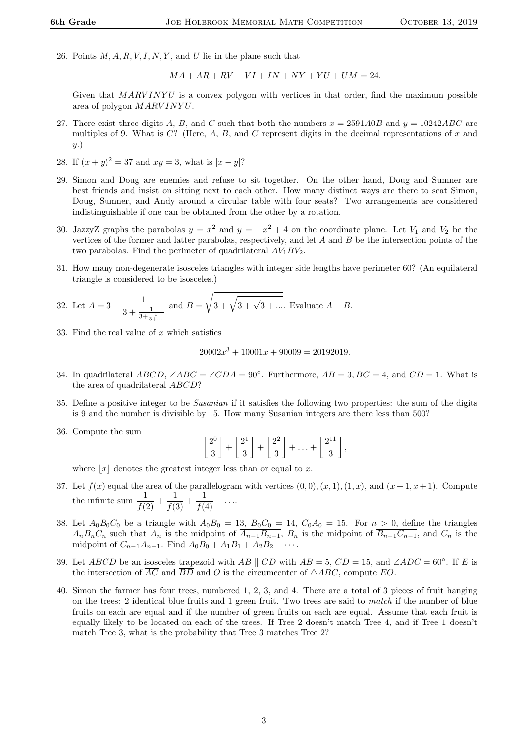26. Points $M, A, R, V, I, N, Y$, and $U$ lie in the plane such that

$$MA + AR + RV + VI + IN + NY + YU + UM = 24.$$

Given that $MARVINYU$ is a convex polygon with vertices in that order, find the maximum possible area of polygon $MARVINYU$.

27. There exist three digits $A$, $B$, and $C$ such that both the numbers $x = 2591A0B$ and $y = 10242ABC$ are multiples of 9. What is $C$? (Here, $A$, $B$, and $C$ represent digits in the decimal representations of $x$ and $y$.)

28. If $(x + y)^2 = 37$ and $xy = 3$, what is $|x - y|$?

29. Simon and Doug are enemies and refuse to sit together. On the other hand, Doug and Sumner are best friends and insist on sitting next to each other. How many distinct ways are there to seat Simon, Doug, Sumner, and Andy around a circular table with four seats? Two arrangements are considered indistinguishable if one can be obtained from the other by a rotation.

30. JazzyZ graphs the parabolas $y = x^2$ and $y = -x^2 + 4$ on the coordinate plane. Let $V_1$ and $V_2$ be the vertices of the former and latter parabolas, respectively, and let $A$ and $B$ be the intersection points of the two parabolas. Find the perimeter of quadrilateral $AV_1BV_2$.

31. How many non-degenerate isosceles triangles with integer side lengths have perimeter 60? (An equilateral triangle is considered to be isosceles.)

32. Let $A = 3 + \cfrac{1}{3 + \cfrac{1}{3 + \frac{1}{3 + \dots}}}$ and $B = \sqrt{3 + \sqrt{3 + \sqrt{3 + \dots}}}$. Evaluate $A - B$.

33. Find the real value of $x$ which satisfies

$$20002x^3 + 10001x + 90009 = 20192019.$$

34. In quadrilateral $ABCD$, $\angle ABC = \angle CDA = 90^\circ$. Furthermore, $AB = 3, BC = 4$, and $CD = 1$. What is the area of quadrilateral $ABCD$?

35. Define a positive integer to be *Susanian* if it satisfies the following two properties: the sum of the digits is 9 and the number is divisible by 15. How many Susanian integers are there less than 500?

36. Compute the sum

$$\left\lfloor \frac{2^0}{3} \right\rfloor + \left\lfloor \frac{2^1}{3} \right\rfloor + \left\lfloor \frac{2^2}{3} \right\rfloor + \ldots + \left\lfloor \frac{2^{11}}{3} \right\rfloor,$$

where $\lfloor x \rfloor$ denotes the greatest integer less than or equal to $x$.

37. Let $f(x)$ equal the area of the parallelogram with vertices $(0, 0), (x, 1), (1, x)$, and $(x+1, x+1)$. Compute the infinite sum $\frac{1}{f(2)} + \frac{1}{f(3)} + \frac{1}{f(4)} + \ldots$.

38. Let $A_0B_0C_0$ be a triangle with $A_0B_0 = 13$, $B_0C_0 = 14$, $C_0A_0 = 15$. For $n > 0$, define the triangles $A_nB_nC_n$ such that $A_n$ is the midpoint of $\overline{A_{n-1}B_{n-1}}$, $B_n$ is the midpoint of $\overline{B_{n-1}C_{n-1}}$, and $C_n$ is the midpoint of $\overline{C_{n-1}A_{n-1}}$. Find $A_0B_0 + A_1B_1 + A_2B_2 + \cdots$.

39. Let $ABCD$ be an isosceles trapezoid with $AB \parallel CD$ with $AB = 5$, $CD = 15$, and $\angle ADC = 60^\circ$. If $E$ is the intersection of $\overline{AC}$ and $\overline{BD}$ and $O$ is the circumcenter of $\triangle ABC$, compute $EO$.

40. Simon the farmer has four trees, numbered 1, 2, 3, and 4. There are a total of 3 pieces of fruit hanging on the trees: 2 identical blue fruits and 1 green fruit. Two trees are said to *match* if the number of blue fruits on each are equal and if the number of green fruits on each are equal. Assume that each fruit is equally likely to be located on each of the trees. If Tree 2 doesn't match Tree 4, and if Tree 1 doesn't match Tree 3, what is the probability that Tree 3 matches Tree 2?